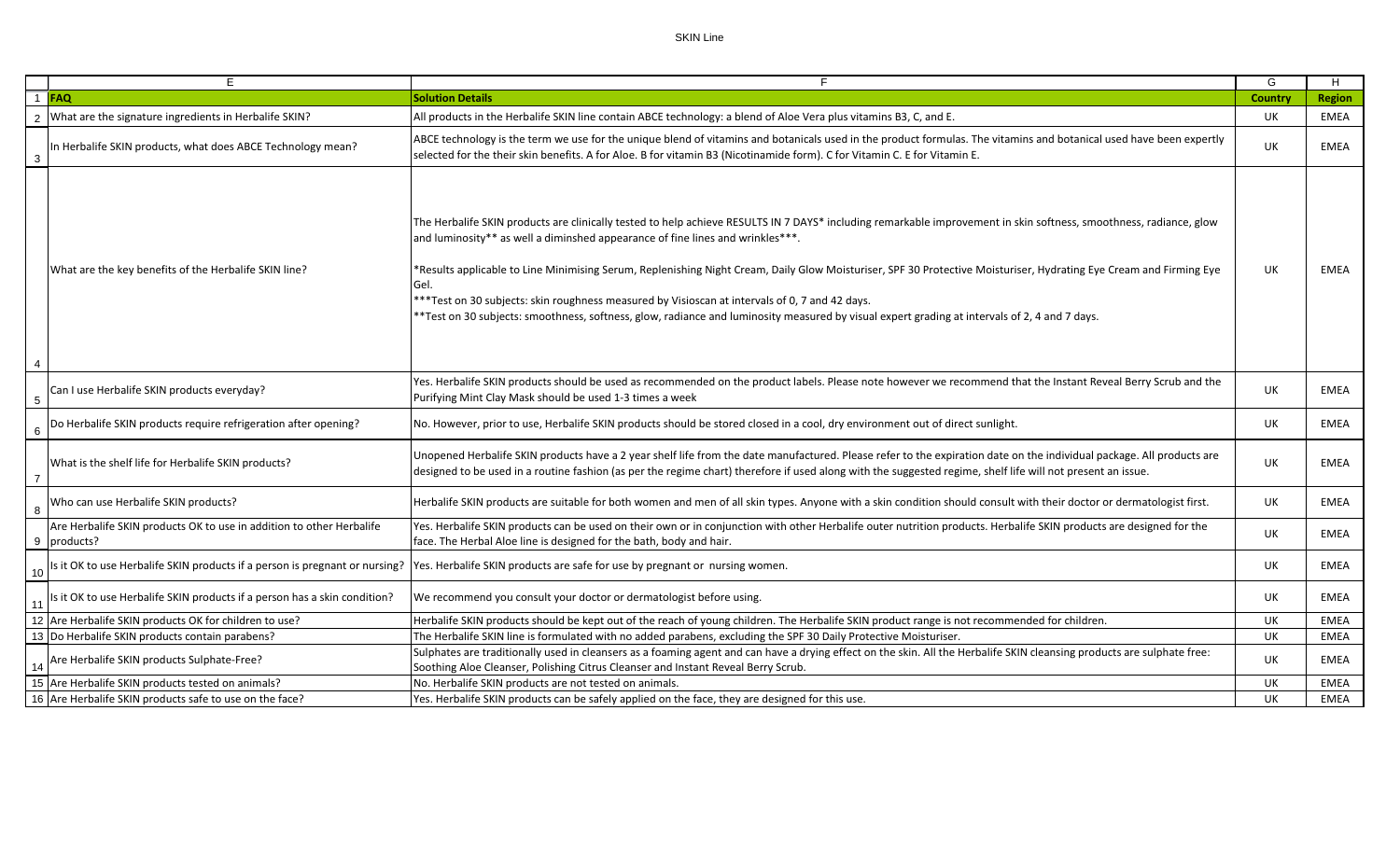# SKIN Line

| FAQ | Solution Details | Country | Region |
|---|---|---|---|
| What are the signature ingredients in Herbalife SKIN? | All products in the Herbalife SKIN line contain ABCE technology: a blend of Aloe Vera plus vitamins B3, C, and E. | UK | EMEA |
| In Herbalife SKIN products, what does ABCE Technology mean? | ABCE technology is the term we use for the unique blend of vitamins and botanicals used in the product formulas. The vitamins and botanical used have been expertly selected for the their skin benefits. A for Aloe. B for vitamin B3 (Nicotinamide form). C for Vitamin C. E for Vitamin E. | UK | EMEA |
| What are the key benefits of the Herbalife SKIN line? | The Herbalife SKIN products are clinically tested to help achieve RESULTS IN 7 DAYS* including remarkable improvement in skin softness, smoothness, radiance, glow and luminosity** as well a diminshed appearance of fine lines and wrinkles***.<br><br>*Results applicable to Line Minimising Serum, Replenishing Night Cream, Daily Glow Moisturiser, SPF 30 Protective Moisturiser, Hydrating Eye Cream and Firming Eye Gel.<br>***Test on 30 subjects: skin roughness measured by Visioscan at intervals of 0, 7 and 42 days.<br>**Test on 30 subjects: smoothness, softness, glow, radiance and luminosity measured by visual expert grading at intervals of 2, 4 and 7 days. | UK | EMEA |
| Can I use Herbalife SKIN products everyday? | Yes. Herbalife SKIN products should be used as recommended on the product labels. Please note however we recommend that the Instant Reveal Berry Scrub and the Purifying Mint Clay Mask should be used 1-3 times a week | UK | EMEA |
| Do Herbalife SKIN products require refrigeration after opening? | No. However, prior to use, Herbalife SKIN products should be stored closed in a cool, dry environment out of direct sunlight. | UK | EMEA |
| What is the shelf life for Herbalife SKIN products? | Unopened Herbalife SKIN products have a 2 year shelf life from the date manufactured. Please refer to the expiration date on the individual package. All products are designed to be used in a routine fashion (as per the regime chart) therefore if used along with the suggested regime, shelf life will not present an issue. | UK | EMEA |
| Who can use Herbalife SKIN products? | Herbalife SKIN products are suitable for both women and men of all skin types. Anyone with a skin condition should consult with their doctor or dermatologist first. | UK | EMEA |
| Are Herbalife SKIN products OK to use in addition to other Herbalife products? | Yes. Herbalife SKIN products can be used on their own or in conjunction with other Herbalife outer nutrition products. Herbalife SKIN products are designed for the face. The Herbal Aloe line is designed for the bath, body and hair. | UK | EMEA |
| Is it OK to use Herbalife SKIN products if a person is pregnant or nursing? | Yes. Herbalife SKIN products are safe for use by pregnant or nursing women. | UK | EMEA |
| Is it OK to use Herbalife SKIN products if a person has a skin condition? | We recommend you consult your doctor or dermatologist before using. | UK | EMEA |
| Are Herbalife SKIN products OK for children to use? | Herbalife SKIN products should be kept out of the reach of young children. The Herbalife SKIN product range is not recommended for children. | UK | EMEA |
| Do Herbalife SKIN products contain parabens? | The Herbalife SKIN line is formulated with no added parabens, excluding the SPF 30 Daily Protective Moisturiser. | UK | EMEA |
| Are Herbalife SKIN products Sulphate-Free? | Sulphates are traditionally used in cleansers as a foaming agent and can have a drying effect on the skin. All the Herbalife SKIN cleansing products are sulphate free: Soothing Aloe Cleanser, Polishing Citrus Cleanser and Instant Reveal Berry Scrub. | UK | EMEA |
| Are Herbalife SKIN products tested on animals? | No. Herbalife SKIN products are not tested on animals. | UK | EMEA |
| Are Herbalife SKIN products safe to use on the face? | Yes. Herbalife SKIN products can be safely applied on the face, they are designed for this use. | UK | EMEA |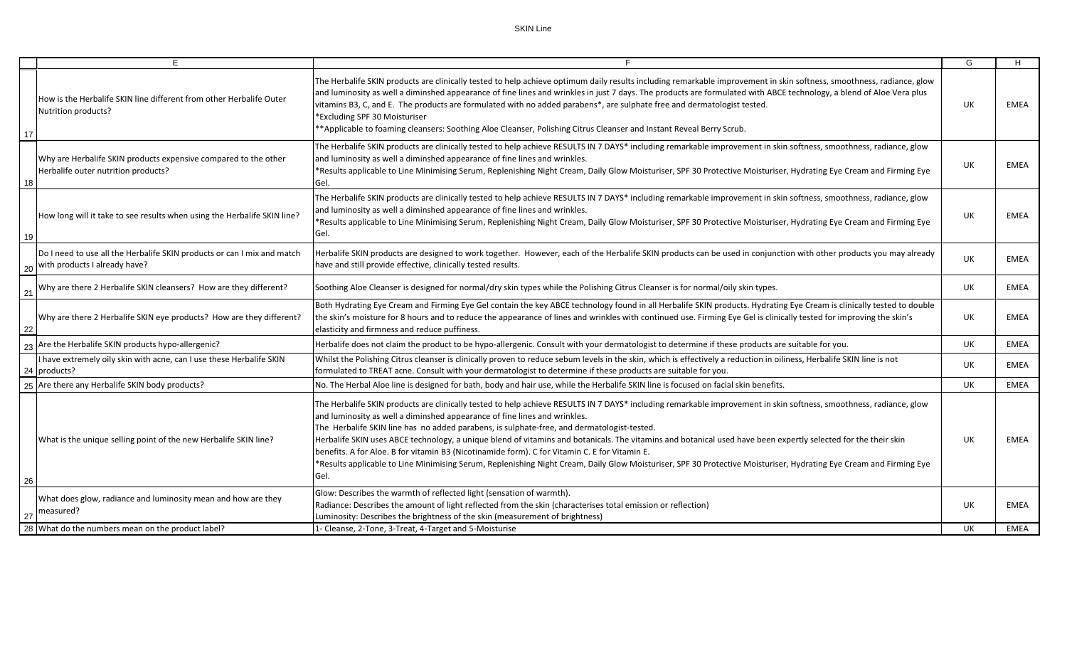| | E | F | G | H |
|---|---|---|---|---|
| 17 | How is the Herbalife SKIN line different from other Herbalife Outer Nutrition products? | The Herbalife SKIN products are clinically tested to help achieve optimum daily results including remarkable improvement in skin softness, smoothness, radiance, glow and luminosity as well a diminshed appearance of fine lines and wrinkles in just 7 days. The products are formulated with ABCE technology, a blend of Aloe Vera plus vitamins B3, C, and E. The products are formulated with no added parabens*, are sulphate free and dermatologist tested.<br>*Excluding SPF 30 Moisturiser<br>**Applicable to foaming cleansers: Soothing Aloe Cleanser, Polishing Citrus Cleanser and Instant Reveal Berry Scrub. | UK | EMEA |
| 18 | Why are Herbalife SKIN products expensive compared to the other Herbalife outer nutrition products? | The Herbalife SKIN products are clinically tested to help achieve RESULTS IN 7 DAYS* including remarkable improvement in skin softness, smoothness, radiance, glow and luminosity as well a diminshed appearance of fine lines and wrinkles.<br>*Results applicable to Line Minimising Serum, Replenishing Night Cream, Daily Glow Moisturiser, SPF 30 Protective Moisturiser, Hydrating Eye Cream and Firming Eye Gel. | UK | EMEA |
| 19 | How long will it take to see results when using the Herbalife SKIN line? | The Herbalife SKIN products are clinically tested to help achieve RESULTS IN 7 DAYS* including remarkable improvement in skin softness, smoothness, radiance, glow and luminosity as well a diminshed appearance of fine lines and wrinkles.<br>*Results applicable to Line Minimising Serum, Replenishing Night Cream, Daily Glow Moisturiser, SPF 30 Protective Moisturiser, Hydrating Eye Cream and Firming Eye Gel. | UK | EMEA |
| 20 | Do I need to use all the Herbalife SKIN products or can I mix and match with products I already have? | Herbalife SKIN products are designed to work together. However, each of the Herbalife SKIN products can be used in conjunction with other products you may already have and still provide effective, clinically tested results. | UK | EMEA |
| 21 | Why are there 2 Herbalife SKIN cleansers? How are they different? | Soothing Aloe Cleanser is designed for normal/dry skin types while the Polishing Citrus Cleanser is for normal/oily skin types. | UK | EMEA |
| 22 | Why are there 2 Herbalife SKIN eye products? How are they different? | Both Hydrating Eye Cream and Firming Eye Gel contain the key ABCE technology found in all Herbalife SKIN products. Hydrating Eye Cream is clinically tested to double the skin's moisture for 8 hours and to reduce the appearance of lines and wrinkles with continued use. Firming Eye Gel is clinically tested for improving the skin's elasticity and firmness and reduce puffiness. | UK | EMEA |
| 23 | Are the Herbalife SKIN products hypo-allergenic? | Herbalife does not claim the product to be hypo-allergenic. Consult with your dermatologist to determine if these products are suitable for you. | UK | EMEA |
| 24 | I have extremely oily skin with acne, can I use these Herbalife SKIN products? | Whilst the Polishing Citrus cleanser is clinically proven to reduce sebum levels in the skin, which is effectively a reduction in oiliness, Herbalife SKIN line is not formulated to TREAT acne. Consult with your dermatologist to determine if these products are suitable for you. | UK | EMEA |
| 25 | Are there any Herbalife SKIN body products? | No. The Herbal Aloe line is designed for bath, body and hair use, while the Herbalife SKIN line is focused on facial skin benefits. | UK | EMEA |
| 26 | What is the unique selling point of the new Herbalife SKIN line? | The Herbalife SKIN products are clinically tested to help achieve RESULTS IN 7 DAYS* including remarkable improvement in skin softness, smoothness, radiance, glow and luminosity as well a diminshed appearance of fine lines and wrinkles.<br>The Herbalife SKIN line has no added parabens, is sulphate-free, and dermatologist-tested.<br>Herbalife SKIN uses ABCE technology, a unique blend of vitamins and botanicals. The vitamins and botanical used have been expertly selected for the their skin benefits. A for Aloe. B for vitamin B3 (Nicotinamide form). C for Vitamin C. E for Vitamin E.<br>*Results applicable to Line Minimising Serum, Replenishing Night Cream, Daily Glow Moisturiser, SPF 30 Protective Moisturiser, Hydrating Eye Cream and Firming Eye Gel. | UK | EMEA |
| 27 | What does glow, radiance and luminosity mean and how are they measured? | Glow: Describes the warmth of reflected light (sensation of warmth).<br>Radiance: Describes the amount of light reflected from the skin (characterises total emission or reflection)<br>Luminosity: Describes the brightness of the skin (measurement of brightness) | UK | EMEA |
| 28 | What do the numbers mean on the product label? | 1- Cleanse, 2-Tone, 3-Treat, 4-Target and 5-Moisturise | UK | EMEA |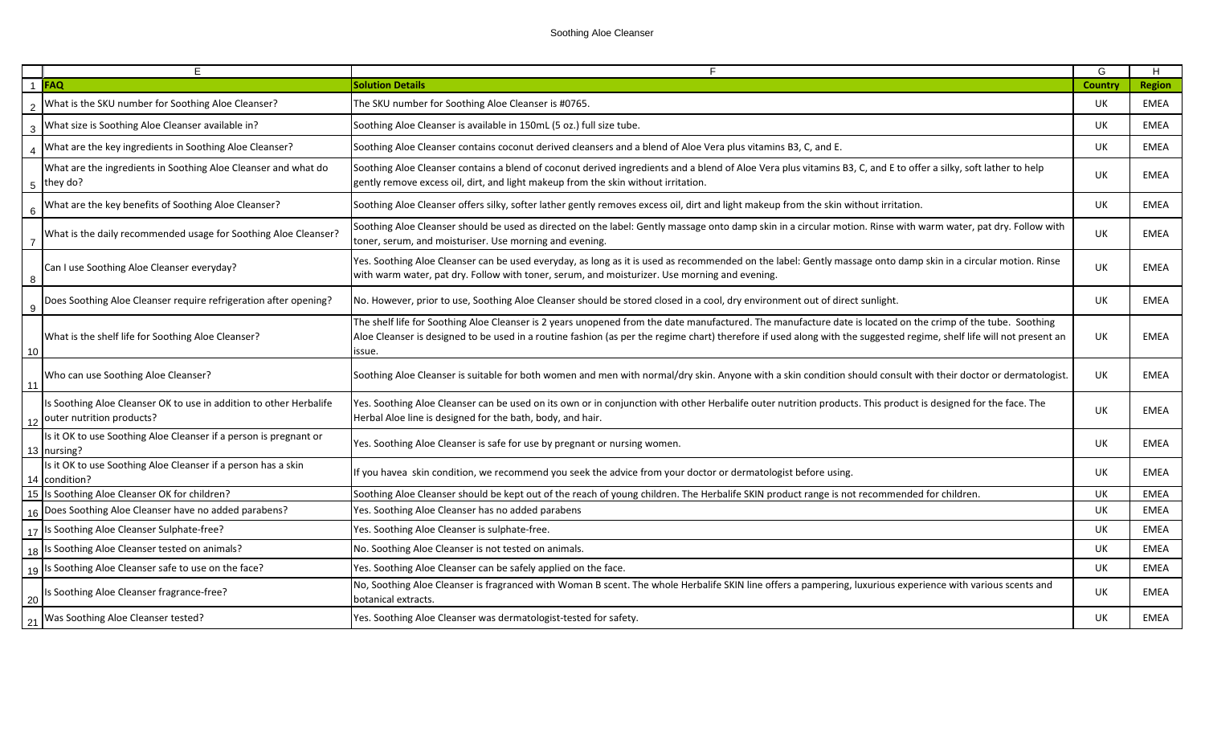Soothing Aloe Cleanser

| | E | F | G | H |
|---|---|---|---|---|
| 1 | **FAQ** | **Solution Details** | **Country** | **Region** |
| 2 | What is the SKU number for Soothing Aloe Cleanser? | The SKU number for Soothing Aloe Cleanser is #0765. | UK | EMEA |
| 3 | What size is Soothing Aloe Cleanser available in? | Soothing Aloe Cleanser is available in 150mL (5 oz.) full size tube. | UK | EMEA |
| 4 | What are the key ingredients in Soothing Aloe Cleanser? | Soothing Aloe Cleanser contains coconut derived cleansers and a blend of Aloe Vera plus vitamins B3, C, and E. | UK | EMEA |
| 5 | What are the ingredients in Soothing Aloe Cleanser and what do they do? | Soothing Aloe Cleanser contains a blend of coconut derived ingredients and a blend of Aloe Vera plus vitamins B3, C, and E to offer a silky, soft lather to help gently remove excess oil, dirt, and light makeup from the skin without irritation. | UK | EMEA |
| 6 | What are the key benefits of Soothing Aloe Cleanser? | Soothing Aloe Cleanser offers silky, softer lather gently removes excess oil, dirt and light makeup from the skin without irritation. | UK | EMEA |
| 7 | What is the daily recommended usage for Soothing Aloe Cleanser? | Soothing Aloe Cleanser should be used as directed on the label: Gently massage onto damp skin in a circular motion. Rinse with warm water, pat dry. Follow with toner, serum, and moisturiser. Use morning and evening. | UK | EMEA |
| 8 | Can I use Soothing Aloe Cleanser everyday? | Yes. Soothing Aloe Cleanser can be used everyday, as long as it is used as recommended on the label: Gently massage onto damp skin in a circular motion. Rinse with warm water, pat dry. Follow with toner, serum, and moisturizer. Use morning and evening. | UK | EMEA |
| 9 | Does Soothing Aloe Cleanser require refrigeration after opening? | No. However, prior to use, Soothing Aloe Cleanser should be stored closed in a cool, dry environment out of direct sunlight. | UK | EMEA |
| 10 | What is the shelf life for Soothing Aloe Cleanser? | The shelf life for Soothing Aloe Cleanser is 2 years unopened from the date manufactured. The manufacture date is located on the crimp of the tube. Soothing Aloe Cleanser is designed to be used in a routine fashion (as per the regime chart) therefore if used along with the suggested regime, shelf life will not present an issue. | UK | EMEA |
| 11 | Who can use Soothing Aloe Cleanser? | Soothing Aloe Cleanser is suitable for both women and men with normal/dry skin. Anyone with a skin condition should consult with their doctor or dermatologist. | UK | EMEA |
| 12 | Is Soothing Aloe Cleanser OK to use in addition to other Herbalife outer nutrition products? | Yes. Soothing Aloe Cleanser can be used on its own or in conjunction with other Herbalife outer nutrition products. This product is designed for the face. The Herbal Aloe line is designed for the bath, body, and hair. | UK | EMEA |
| 13 | Is it OK to use Soothing Aloe Cleanser if a person is pregnant or nursing? | Yes. Soothing Aloe Cleanser is safe for use by pregnant or nursing women. | UK | EMEA |
| 14 | Is it OK to use Soothing Aloe Cleanser if a person has a skin condition? | If you havea skin condition, we recommend you seek the advice from your doctor or dermatologist before using. | UK | EMEA |
| 15 | Is Soothing Aloe Cleanser OK for children? | Soothing Aloe Cleanser should be kept out of the reach of young children. The Herbalife SKIN product range is not recommended for children. | UK | EMEA |
| 16 | Does Soothing Aloe Cleanser have no added parabens? | Yes. Soothing Aloe Cleanser has no added parabens | UK | EMEA |
| 17 | Is Soothing Aloe Cleanser Sulphate-free? | Yes. Soothing Aloe Cleanser is sulphate-free. | UK | EMEA |
| 18 | Is Soothing Aloe Cleanser tested on animals? | No. Soothing Aloe Cleanser is not tested on animals. | UK | EMEA |
| 19 | Is Soothing Aloe Cleanser safe to use on the face? | Yes. Soothing Aloe Cleanser can be safely applied on the face. | UK | EMEA |
| 20 | Is Soothing Aloe Cleanser fragrance-free? | No, Soothing Aloe Cleanser is fragranced with Woman B scent. The whole Herbalife SKIN line offers a pampering, luxurious experience with various scents and botanical extracts. | UK | EMEA |
| 21 | Was Soothing Aloe Cleanser tested? | Yes. Soothing Aloe Cleanser was dermatologist-tested for safety. | UK | EMEA |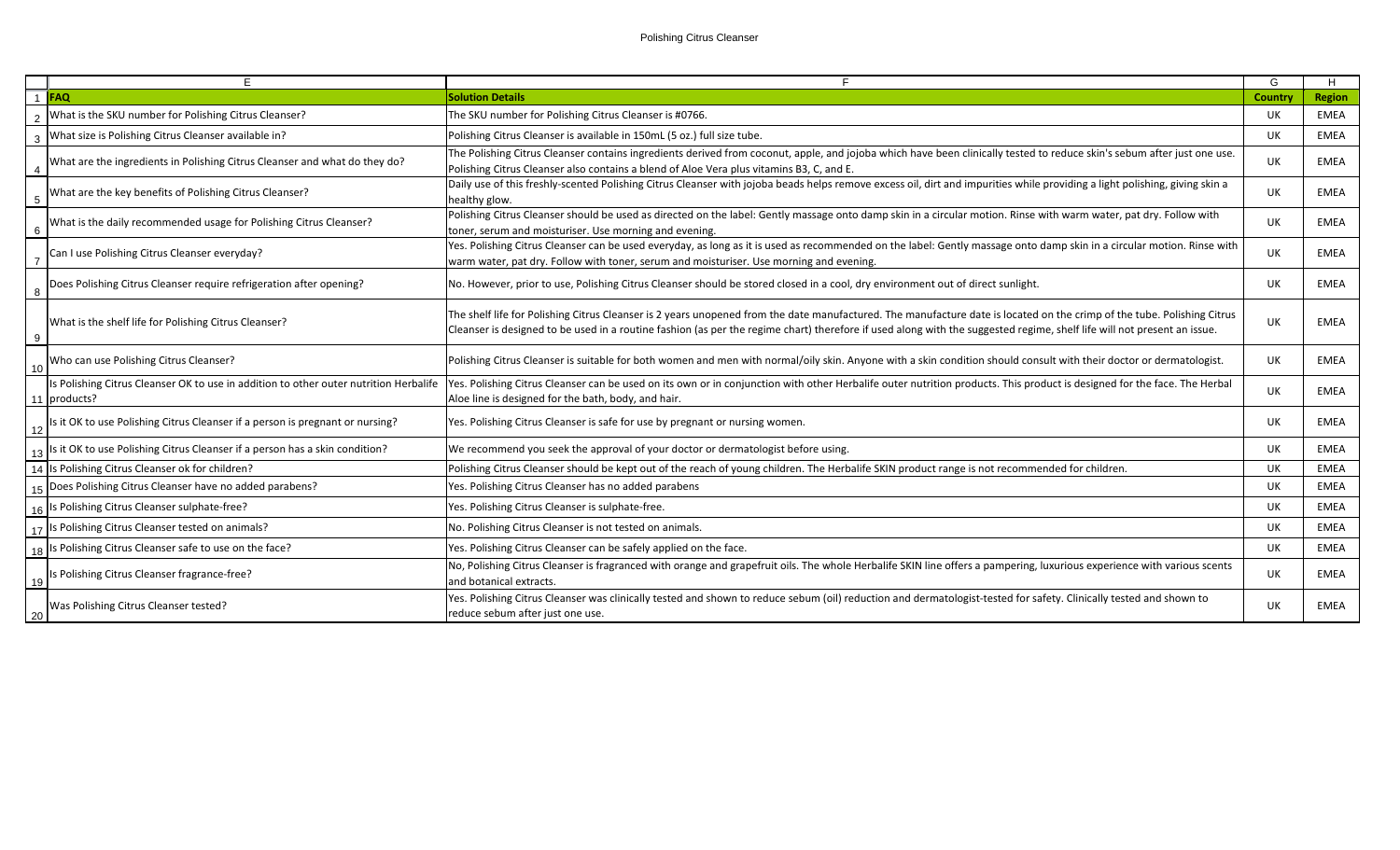| | E | F | G | H |
|---|---|---|---|---|
| 1 | **FAQ** | **Solution Details** | **Country** | **Region** |
| 2 | What is the SKU number for Polishing Citrus Cleanser? | The SKU number for Polishing Citrus Cleanser is #0766. | UK | EMEA |
| 3 | What size is Polishing Citrus Cleanser available in? | Polishing Citrus Cleanser is available in 150mL (5 oz.) full size tube. | UK | EMEA |
| 4 | What are the ingredients in Polishing Citrus Cleanser and what do they do? | The Polishing Citrus Cleanser contains ingredients derived from coconut, apple, and jojoba which have been clinically tested to reduce skin's sebum after just one use. Polishing Citrus Cleanser also contains a blend of Aloe Vera plus vitamins B3, C, and E. | UK | EMEA |
| 5 | What are the key benefits of Polishing Citrus Cleanser? | Daily use of this freshly-scented Polishing Citrus Cleanser with jojoba beads helps remove excess oil, dirt and impurities while providing a light polishing, giving skin a healthy glow. | UK | EMEA |
| 6 | What is the daily recommended usage for Polishing Citrus Cleanser? | Polishing Citrus Cleanser should be used as directed on the label: Gently massage onto damp skin in a circular motion. Rinse with warm water, pat dry. Follow with toner, serum and moisturiser. Use morning and evening. | UK | EMEA |
| 7 | Can I use Polishing Citrus Cleanser everyday? | Yes. Polishing Citrus Cleanser can be used everyday, as long as it is used as recommended on the label: Gently massage onto damp skin in a circular motion. Rinse with warm water, pat dry. Follow with toner, serum and moisturiser. Use morning and evening. | UK | EMEA |
| 8 | Does Polishing Citrus Cleanser require refrigeration after opening? | No. However, prior to use, Polishing Citrus Cleanser should be stored closed in a cool, dry environment out of direct sunlight. | UK | EMEA |
| 9 | What is the shelf life for Polishing Citrus Cleanser? | The shelf life for Polishing Citrus Cleanser is 2 years unopened from the date manufactured. The manufacture date is located on the crimp of the tube. Polishing Citrus Cleanser is designed to be used in a routine fashion (as per the regime chart) therefore if used along with the suggested regime, shelf life will not present an issue. | UK | EMEA |
| 10 | Who can use Polishing Citrus Cleanser? | Polishing Citrus Cleanser is suitable for both women and men with normal/oily skin. Anyone with a skin condition should consult with their doctor or dermatologist. | UK | EMEA |
| 11 | Is Polishing Citrus Cleanser OK to use in addition to other outer nutrition Herbalife products? | Yes. Polishing Citrus Cleanser can be used on its own or in conjunction with other Herbalife outer nutrition products. This product is designed for the face. The Herbal Aloe line is designed for the bath, body, and hair. | UK | EMEA |
| 12 | Is it OK to use Polishing Citrus Cleanser if a person is pregnant or nursing? | Yes. Polishing Citrus Cleanser is safe for use by pregnant or nursing women. | UK | EMEA |
| 13 | Is it OK to use Polishing Citrus Cleanser if a person has a skin condition? | We recommend you seek the approval of your doctor or dermatologist before using. | UK | EMEA |
| 14 | Is Polishing Citrus Cleanser ok for children? | Polishing Citrus Cleanser should be kept out of the reach of young children. The Herbalife SKIN product range is not recommended for children. | UK | EMEA |
| 15 | Does Polishing Citrus Cleanser have no added parabens? | Yes. Polishing Citrus Cleanser has no added parabens | UK | EMEA |
| 16 | Is Polishing Citrus Cleanser sulphate-free? | Yes. Polishing Citrus Cleanser is sulphate-free. | UK | EMEA |
| 17 | Is Polishing Citrus Cleanser tested on animals? | No. Polishing Citrus Cleanser is not tested on animals. | UK | EMEA |
| 18 | Is Polishing Citrus Cleanser safe to use on the face? | Yes. Polishing Citrus Cleanser can be safely applied on the face. | UK | EMEA |
| 19 | Is Polishing Citrus Cleanser fragrance-free? | No, Polishing Citrus Cleanser is fragranced with orange and grapefruit oils. The whole Herbalife SKIN line offers a pampering, luxurious experience with various scents and botanical extracts. | UK | EMEA |
| 20 | Was Polishing Citrus Cleanser tested? | Yes. Polishing Citrus Cleanser was clinically tested and shown to reduce sebum (oil) reduction and dermatologist-tested for safety. Clinically tested and shown to reduce sebum after just one use. | UK | EMEA |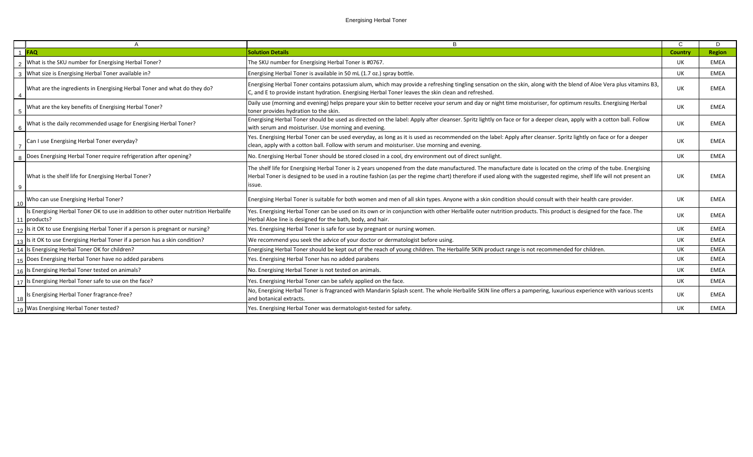# Energising Herbal Toner

| FAQ | Solution Details | Country | Region |
|---|---|---|---|
| What is the SKU number for Energising Herbal Toner? | The SKU number for Energising Herbal Toner is #0767. | UK | EMEA |
| What size is Energising Herbal Toner available in? | Energising Herbal Toner is available in 50 mL (1.7 oz.) spray bottle. | UK | EMEA |
| What are the ingredients in Energising Herbal Toner and what do they do? | Energising Herbal Toner contains potassium alum, which may provide a refreshing tingling sensation on the skin, along with the blend of Aloe Vera plus vitamins B3, C, and E to provide instant hydration. Energising Herbal Toner leaves the skin clean and refreshed. | UK | EMEA |
| What are the key benefits of Energising Herbal Toner? | Daily use (morning and evening) helps prepare your skin to better receive your serum and day or night time moisturiser, for optimum results. Energising Herbal toner provides hydration to the skin. | UK | EMEA |
| What is the daily recommended usage for Energising Herbal Toner? | Energising Herbal Toner should be used as directed on the label: Apply after cleanser. Spritz lightly on face or for a deeper clean, apply with a cotton ball. Follow with serum and moisturiser. Use morning and evening. | UK | EMEA |
| Can I use Energising Herbal Toner everyday? | Yes. Energising Herbal Toner can be used everyday, as long as it is used as recommended on the label: Apply after cleanser. Spritz lightly on face or for a deeper clean, apply with a cotton ball. Follow with serum and moisturiser. Use morning and evening. | UK | EMEA |
| Does Energising Herbal Toner require refrigeration after opening? | No. Energising Herbal Toner should be stored closed in a cool, dry environment out of direct sunlight. | UK | EMEA |
| What is the shelf life for Energising Herbal Toner? | The shelf life for Energising Herbal Toner is 2 years unopened from the date manufactured. The manufacture date is located on the crimp of the tube. Energising Herbal Toner is designed to be used in a routine fashion (as per the regime chart) therefore if used along with the suggested regime, shelf life will not present an issue. | UK | EMEA |
| Who can use Energising Herbal Toner? | Energising Herbal Toner is suitable for both women and men of all skin types. Anyone with a skin condition should consult with their health care provider. | UK | EMEA |
| Is Energising Herbal Toner OK to use in addition to other outer nutrition Herbalife products? | Yes. Energising Herbal Toner can be used on its own or in conjunction with other Herbalife outer nutrition products. This product is designed for the face. The Herbal Aloe line is designed for the bath, body, and hair. | UK | EMEA |
| Is it OK to use Energising Herbal Toner if a person is pregnant or nursing? | Yes. Energising Herbal Toner is safe for use by pregnant or nursing women. | UK | EMEA |
| Is it OK to use Energising Herbal Toner if a person has a skin condition? | We recommend you seek the advice of your doctor or dermatologist before using. | UK | EMEA |
| Is Energising Herbal Toner OK for children? | Energising Herbal Toner should be kept out of the reach of young children. The Herbalife SKIN product range is not recommended for children. | UK | EMEA |
| Does Energising Herbal Toner have no added parabens | Yes. Energising Herbal Toner has no added parabens | UK | EMEA |
| Is Energising Herbal Toner tested on animals? | No. Energising Herbal Toner is not tested on animals. | UK | EMEA |
| Is Energising Herbal Toner safe to use on the face? | Yes. Energising Herbal Toner can be safely applied on the face. | UK | EMEA |
| Is Energising Herbal Toner fragrance-free? | No, Energising Herbal Toner is fragranced with Mandarin Splash scent. The whole Herbalife SKIN line offers a pampering, luxurious experience with various scents and botanical extracts. | UK | EMEA |
| Was Energising Herbal Toner tested? | Yes. Energising Herbal Toner was dermatologist-tested for safety. | UK | EMEA |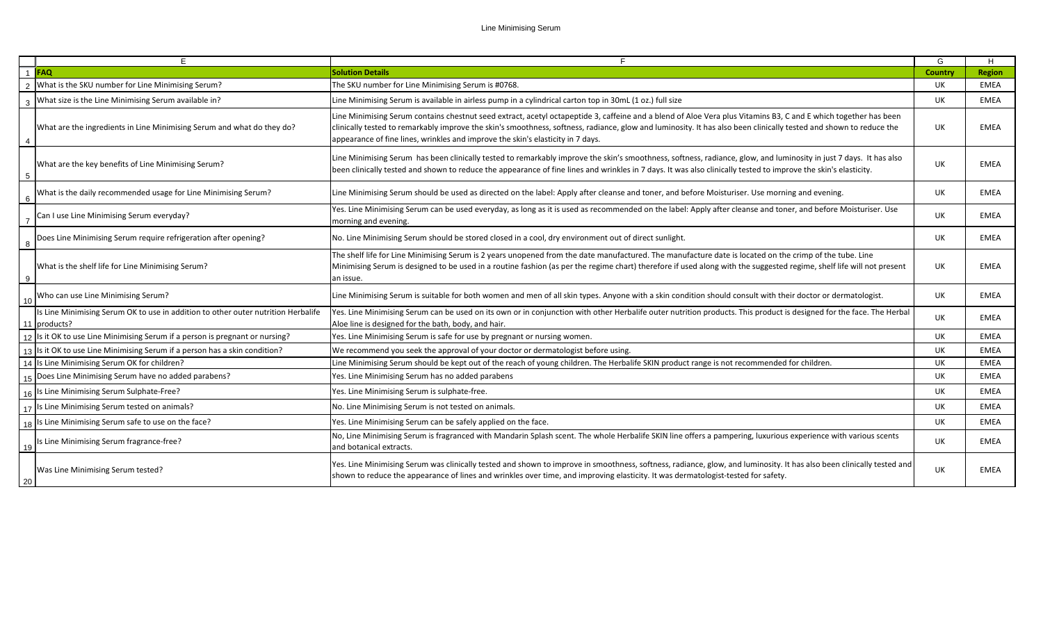# Line Minimising Serum

| FAQ | Solution Details | Country | Region |
|---|---|---|---|
| What is the SKU number for Line Minimising Serum? | The SKU number for Line Minimising Serum is #0768. | UK | EMEA |
| What size is the Line Minimising Serum available in? | Line Minimising Serum is available in airless pump in a cylindrical carton top in 30mL (1 oz.) full size | UK | EMEA |
| What are the ingredients in Line Minimising Serum and what do they do? | Line Minimising Serum contains chestnut seed extract, acetyl octapeptide 3, caffeine and a blend of Aloe Vera plus Vitamins B3, C and E which together has been clinically tested to remarkably improve the skin's smoothness, softness, radiance, glow and luminosity. It has also been clinically tested and shown to reduce the appearance of fine lines, wrinkles and improve the skin's elasticity in 7 days. | UK | EMEA |
| What are the key benefits of Line Minimising Serum? | Line Minimising Serum has been clinically tested to remarkably improve the skin's smoothness, softness, radiance, glow, and luminosity in just 7 days. It has also been clinically tested and shown to reduce the appearance of fine lines and wrinkles in 7 days. It was also clinically tested to improve the skin's elasticity. | UK | EMEA |
| What is the daily recommended usage for Line Minimising Serum? | Line Minimising Serum should be used as directed on the label: Apply after cleanse and toner, and before Moisturiser. Use morning and evening. | UK | EMEA |
| Can I use Line Minimising Serum everyday? | Yes. Line Minimising Serum can be used everyday, as long as it is used as recommended on the label: Apply after cleanse and toner, and before Moisturiser. Use morning and evening. | UK | EMEA |
| Does Line Minimising Serum require refrigeration after opening? | No. Line Minimising Serum should be stored closed in a cool, dry environment out of direct sunlight. | UK | EMEA |
| What is the shelf life for Line Minimising Serum? | The shelf life for Line Minimising Serum is 2 years unopened from the date manufactured. The manufacture date is located on the crimp of the tube. Line Minimising Serum is designed to be used in a routine fashion (as per the regime chart) therefore if used along with the suggested regime, shelf life will not present an issue. | UK | EMEA |
| Who can use Line Minimising Serum? | Line Minimising Serum is suitable for both women and men of all skin types. Anyone with a skin condition should consult with their doctor or dermatologist. | UK | EMEA |
| Is Line Minimising Serum OK to use in addition to other outer nutrition Herbalife products? | Yes. Line Minimising Serum can be used on its own or in conjunction with other Herbalife outer nutrition products. This product is designed for the face. The Herbal Aloe line is designed for the bath, body, and hair. | UK | EMEA |
| Is it OK to use Line Minimising Serum if a person is pregnant or nursing? | Yes. Line Minimising Serum is safe for use by pregnant or nursing women. | UK | EMEA |
| Is it OK to use Line Minimising Serum if a person has a skin condition? | We recommend you seek the approval of your doctor or dermatologist before using. | UK | EMEA |
| Is Line Minimising Serum OK for children? | Line Minimising Serum should be kept out of the reach of young children. The Herbalife SKIN product range is not recommended for children. | UK | EMEA |
| Does Line Minimising Serum have no added parabens? | Yes. Line Minimising Serum has no added parabens | UK | EMEA |
| Is Line Minimising Serum Sulphate-Free? | Yes. Line Minimising Serum is sulphate-free. | UK | EMEA |
| Is Line Minimising Serum tested on animals? | No. Line Minimising Serum is not tested on animals. | UK | EMEA |
| Is Line Minimising Serum safe to use on the face? | Yes. Line Minimising Serum can be safely applied on the face. | UK | EMEA |
| Is Line Minimising Serum fragrance-free? | No, Line Minimising Serum is fragranced with Mandarin Splash scent. The whole Herbalife SKIN line offers a pampering, luxurious experience with various scents and botanical extracts. | UK | EMEA |
| Was Line Minimising Serum tested? | Yes. Line Minimising Serum was clinically tested and shown to improve in smoothness, softness, radiance, glow, and luminosity. It has also been clinically tested and shown to reduce the appearance of lines and wrinkles over time, and improving elasticity. It was dermatologist-tested for safety. | UK | EMEA |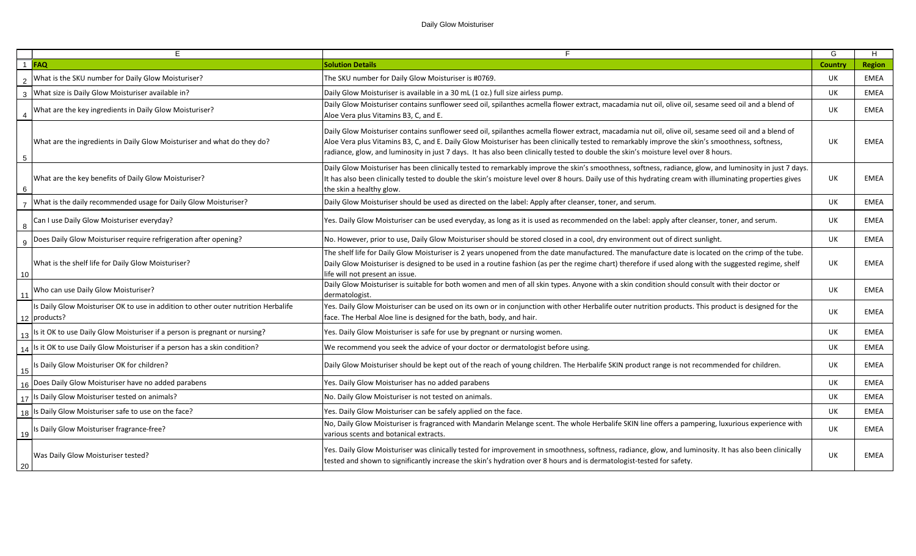| | E | F | G | H |
|---|---|---|---|---|
| 1 | **FAQ** | **Solution Details** | **Country** | **Region** |
| 2 | What is the SKU number for Daily Glow Moisturiser? | The SKU number for Daily Glow Moisturiser is #0769. | UK | EMEA |
| 3 | What size is Daily Glow Moisturiser available in? | Daily Glow Moisturiser is available in a 30 mL (1 oz.) full size airless pump. | UK | EMEA |
| 4 | What are the key ingredients in Daily Glow Moisturiser? | Daily Glow Moisturiser contains sunflower seed oil, spilanthes acmella flower extract, macadamia nut oil, olive oil, sesame seed oil and a blend of Aloe Vera plus Vitamins B3, C, and E. | UK | EMEA |
| 5 | What are the ingredients in Daily Glow Moisturiser and what do they do? | Daily Glow Moisturiser contains sunflower seed oil, spilanthes acmella flower extract, macadamia nut oil, olive oil, sesame seed oil and a blend of Aloe Vera plus Vitamins B3, C, and E. Daily Glow Moisturiser has been clinically tested to remarkably improve the skin's smoothness, softness, radiance, glow, and luminosity in just 7 days. It has also been clinically tested to double the skin's moisture level over 8 hours. | UK | EMEA |
| 6 | What are the key benefits of Daily Glow Moisturiser? | Daily Glow Moisturiser has been clinically tested to remarkably improve the skin's smoothness, softness, radiance, glow, and luminosity in just 7 days. It has also been clinically tested to double the skin's moisture level over 8 hours. Daily use of this hydrating cream with illuminating properties gives the skin a healthy glow. | UK | EMEA |
| 7 | What is the daily recommended usage for Daily Glow Moisturiser? | Daily Glow Moisturiser should be used as directed on the label: Apply after cleanser, toner, and serum. | UK | EMEA |
| 8 | Can I use Daily Glow Moisturiser everyday? | Yes. Daily Glow Moisturiser can be used everyday, as long as it is used as recommended on the label: apply after cleanser, toner, and serum. | UK | EMEA |
| 9 | Does Daily Glow Moisturiser require refrigeration after opening? | No. However, prior to use, Daily Glow Moisturiser should be stored closed in a cool, dry environment out of direct sunlight. | UK | EMEA |
| 10 | What is the shelf life for Daily Glow Moisturiser? | The shelf life for Daily Glow Moisturiser is 2 years unopened from the date manufactured. The manufacture date is located on the crimp of the tube. Daily Glow Moisturiser is designed to be used in a routine fashion (as per the regime chart) therefore if used along with the suggested regime, shelf life will not present an issue. | UK | EMEA |
| 11 | Who can use Daily Glow Moisturiser? | Daily Glow Moisturiser is suitable for both women and men of all skin types. Anyone with a skin condition should consult with their doctor or dermatologist. | UK | EMEA |
| 12 | Is Daily Glow Moisturiser OK to use in addition to other outer nutrition Herbalife products? | Yes. Daily Glow Moisturiser can be used on its own or in conjunction with other Herbalife outer nutrition products. This product is designed for the face. The Herbal Aloe line is designed for the bath, body, and hair. | UK | EMEA |
| 13 | Is it OK to use Daily Glow Moisturiser if a person is pregnant or nursing? | Yes. Daily Glow Moisturiser is safe for use by pregnant or nursing women. | UK | EMEA |
| 14 | Is it OK to use Daily Glow Moisturiser if a person has a skin condition? | We recommend you seek the advice of your doctor or dermatologist before using. | UK | EMEA |
| 15 | Is Daily Glow Moisturiser OK for children? | Daily Glow Moisturiser should be kept out of the reach of young children. The Herbalife SKIN product range is not recommended for children. | UK | EMEA |
| 16 | Does Daily Glow Moisturiser have no added parabens | Yes. Daily Glow Moisturiser has no added parabens | UK | EMEA |
| 17 | Is Daily Glow Moisturiser tested on animals? | No. Daily Glow Moisturiser is not tested on animals. | UK | EMEA |
| 18 | Is Daily Glow Moisturiser safe to use on the face? | Yes. Daily Glow Moisturiser can be safely applied on the face. | UK | EMEA |
| 19 | Is Daily Glow Moisturiser fragrance-free? | No, Daily Glow Moisturiser is fragranced with Mandarin Melange scent. The whole Herbalife SKIN line offers a pampering, luxurious experience with various scents and botanical extracts. | UK | EMEA |
| 20 | Was Daily Glow Moisturiser tested? | Yes. Daily Glow Moisturiser was clinically tested for improvement in smoothness, softness, radiance, glow, and luminosity. It has also been clinically tested and shown to significantly increase the skin's hydration over 8 hours and is dermatologist-tested for safety. | UK | EMEA |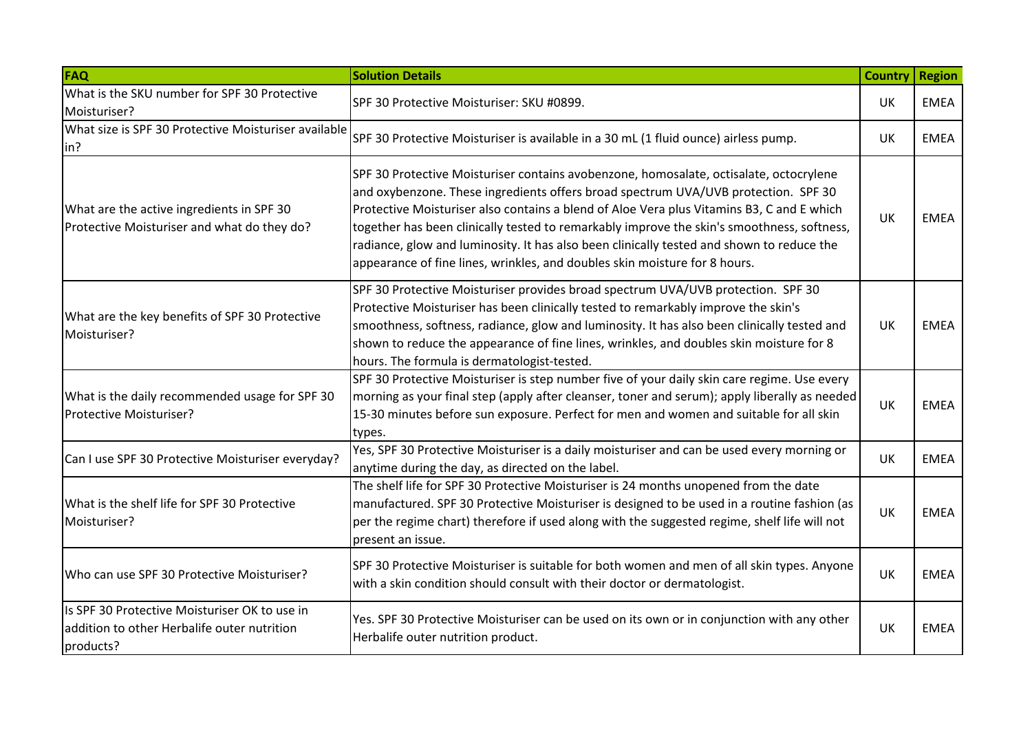| FAQ | Solution Details | Country | Region |
|---|---|---|---|
| What is the SKU number for SPF 30 Protective Moisturiser? | SPF 30 Protective Moisturiser: SKU #0899. | UK | EMEA |
| What size is SPF 30 Protective Moisturiser available in? | SPF 30 Protective Moisturiser is available in a 30 mL (1 fluid ounce) airless pump. | UK | EMEA |
| What are the active ingredients in SPF 30 Protective Moisturiser and what do they do? | SPF 30 Protective Moisturiser contains avobenzone, homosalate, octisalate, octocrylene and oxybenzone. These ingredients offers broad spectrum UVA/UVB protection. SPF 30 Protective Moisturiser also contains a blend of Aloe Vera plus Vitamins B3, C and E which together has been clinically tested to remarkably improve the skin's smoothness, softness, radiance, glow and luminosity. It has also been clinically tested and shown to reduce the appearance of fine lines, wrinkles, and doubles skin moisture for 8 hours. | UK | EMEA |
| What are the key benefits of SPF 30 Protective Moisturiser? | SPF 30 Protective Moisturiser provides broad spectrum UVA/UVB protection. SPF 30 Protective Moisturiser has been clinically tested to remarkably improve the skin's smoothness, softness, radiance, glow and luminosity. It has also been clinically tested and shown to reduce the appearance of fine lines, wrinkles, and doubles skin moisture for 8 hours. The formula is dermatologist-tested. | UK | EMEA |
| What is the daily recommended usage for SPF 30 Protective Moisturiser? | SPF 30 Protective Moisturiser is step number five of your daily skin care regime. Use every morning as your final step (apply after cleanser, toner and serum); apply liberally as needed 15-30 minutes before sun exposure. Perfect for men and women and suitable for all skin types. | UK | EMEA |
| Can I use SPF 30 Protective Moisturiser everyday? | Yes, SPF 30 Protective Moisturiser is a daily moisturiser and can be used every morning or anytime during the day, as directed on the label. | UK | EMEA |
| What is the shelf life for SPF 30 Protective Moisturiser? | The shelf life for SPF 30 Protective Moisturiser is 24 months unopened from the date manufactured. SPF 30 Protective Moisturiser is designed to be used in a routine fashion (as per the regime chart) therefore if used along with the suggested regime, shelf life will not present an issue. | UK | EMEA |
| Who can use SPF 30 Protective Moisturiser? | SPF 30 Protective Moisturiser is suitable for both women and men of all skin types. Anyone with a skin condition should consult with their doctor or dermatologist. | UK | EMEA |
| Is SPF 30 Protective Moisturiser OK to use in addition to other Herbalife outer nutrition products? | Yes. SPF 30 Protective Moisturiser can be used on its own or in conjunction with any other Herbalife outer nutrition product. | UK | EMEA |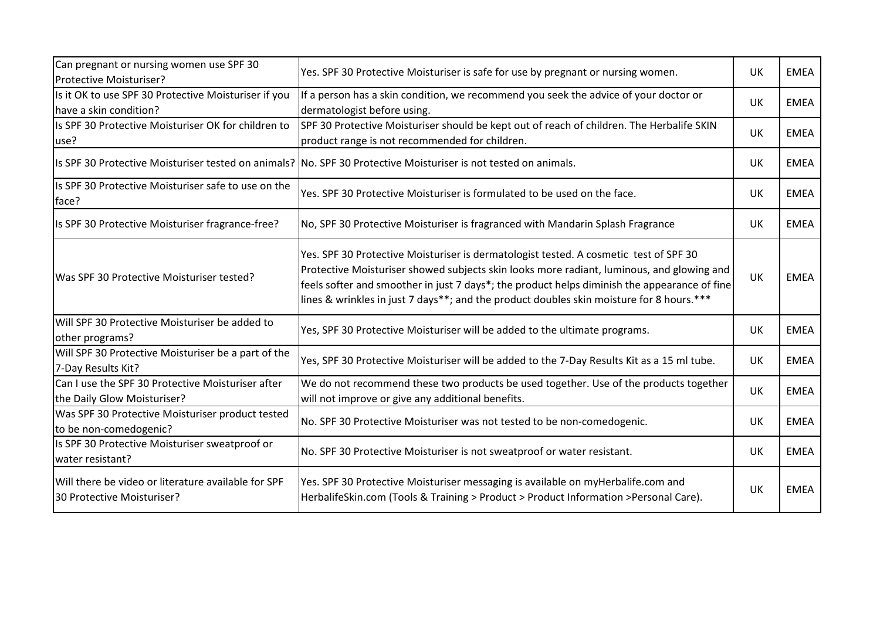| | | | |
|---|---|---|---|
| Can pregnant or nursing women use SPF 30 Protective Moisturiser? | Yes. SPF 30 Protective Moisturiser is safe for use by pregnant or nursing women. | UK | EMEA |
| Is it OK to use SPF 30 Protective Moisturiser if you have a skin condition? | If a person has a skin condition, we recommend you seek the advice of your doctor or dermatologist before using. | UK | EMEA |
| Is SPF 30 Protective Moisturiser OK for children to use? | SPF 30 Protective Moisturiser should be kept out of reach of children. The Herbalife SKIN product range is not recommended for children. | UK | EMEA |
| Is SPF 30 Protective Moisturiser tested on animals? | No. SPF 30 Protective Moisturiser is not tested on animals. | UK | EMEA |
| Is SPF 30 Protective Moisturiser safe to use on the face? | Yes. SPF 30 Protective Moisturiser is formulated to be used on the face. | UK | EMEA |
| Is SPF 30 Protective Moisturiser fragrance-free? | No, SPF 30 Protective Moisturiser is fragranced with Mandarin Splash Fragrance | UK | EMEA |
| Was SPF 30 Protective Moisturiser tested? | Yes. SPF 30 Protective Moisturiser is dermatologist tested. A cosmetic test of SPF 30 Protective Moisturiser showed subjects skin looks more radiant, luminous, and glowing and feels softer and smoother in just 7 days*; the product helps diminish the appearance of fine lines & wrinkles in just 7 days**; and the product doubles skin moisture for 8 hours.*** | UK | EMEA |
| Will SPF 30 Protective Moisturiser be added to other programs? | Yes, SPF 30 Protective Moisturiser will be added to the ultimate programs. | UK | EMEA |
| Will SPF 30 Protective Moisturiser be a part of the 7-Day Results Kit? | Yes, SPF 30 Protective Moisturiser will be added to the 7-Day Results Kit as a 15 ml tube. | UK | EMEA |
| Can I use the SPF 30 Protective Moisturiser after the Daily Glow Moisturiser? | We do not recommend these two products be used together. Use of the products together will not improve or give any additional benefits. | UK | EMEA |
| Was SPF 30 Protective Moisturiser product tested to be non-comedogenic? | No. SPF 30 Protective Moisturiser was not tested to be non-comedogenic. | UK | EMEA |
| Is SPF 30 Protective Moisturiser sweatproof or water resistant? | No. SPF 30 Protective Moisturiser is not sweatproof or water resistant. | UK | EMEA |
| Will there be video or literature available for SPF 30 Protective Moisturiser? | Yes. SPF 30 Protective Moisturiser messaging is available on myHerbalife.com and HerbalifeSkin.com (Tools & Training > Product > Product Information >Personal Care). | UK | EMEA |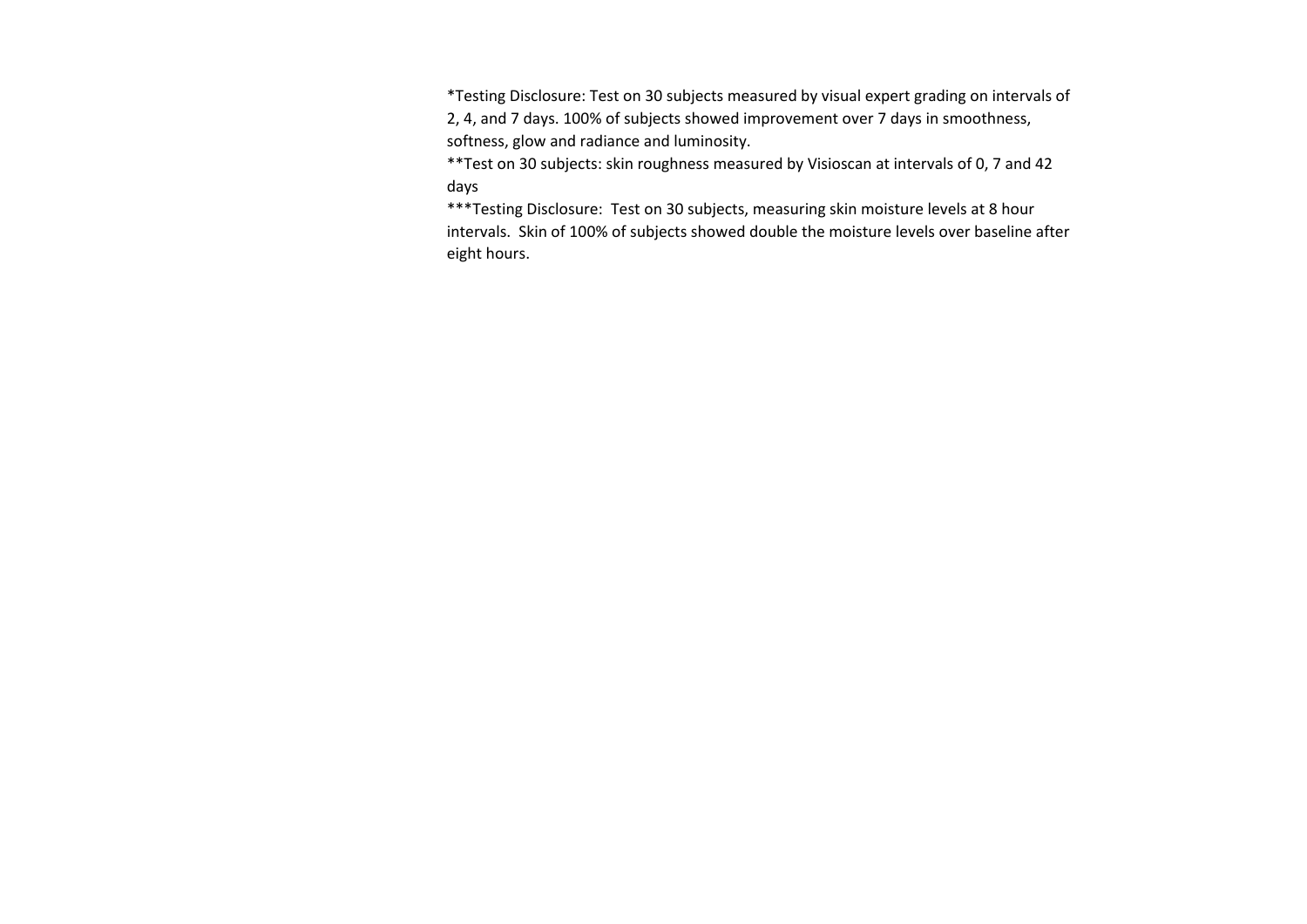*Testing Disclosure: Test on 30 subjects measured by visual expert grading on intervals of 2, 4, and 7 days. 100% of subjects showed improvement over 7 days in smoothness, softness, glow and radiance and luminosity.

**Test on 30 subjects: skin roughness measured by Visioscan at intervals of 0, 7 and 42 days

***Testing Disclosure: Test on 30 subjects, measuring skin moisture levels at 8 hour intervals. Skin of 100% of subjects showed double the moisture levels over baseline after eight hours.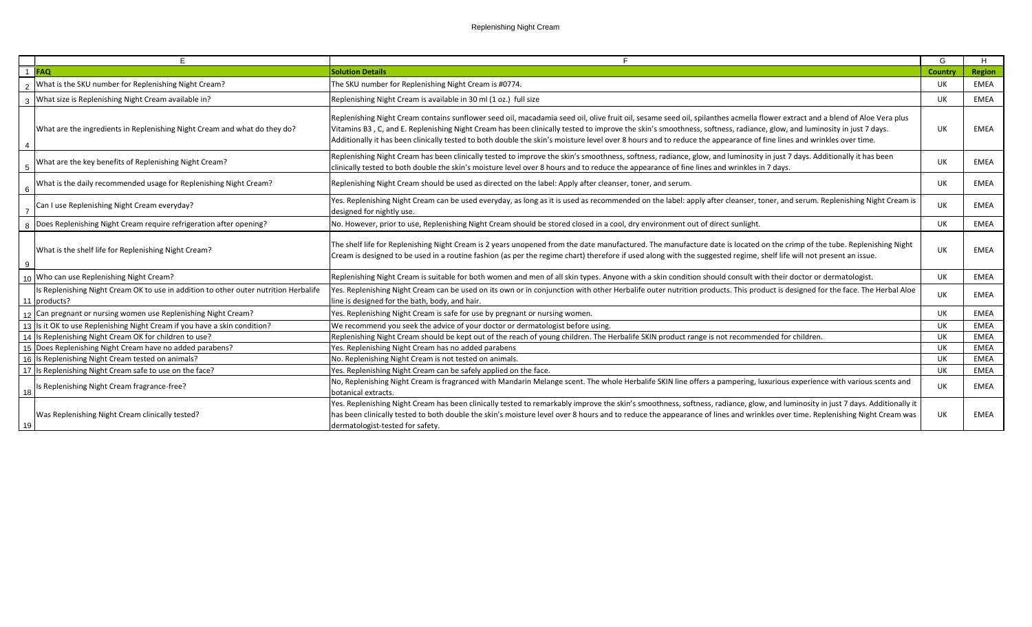# Replenishing Night Cream

| | E | F | G | H |
|---|---|---|---|---|
| 1 | **FAQ** | **Solution Details** | **Country** | **Region** |
| 2 | What is the SKU number for Replenishing Night Cream? | The SKU number for Replenishing Night Cream is #0774. | UK | EMEA |
| 3 | What size is Replenishing Night Cream available in? | Replenishing Night Cream is available in 30 ml (1 oz.) full size | UK | EMEA |
| 4 | What are the ingredients in Replenishing Night Cream and what do they do? | Replenishing Night Cream contains sunflower seed oil, macadamia seed oil, olive fruit oil, sesame seed oil, spilanthes acmella flower extract and a blend of Aloe Vera plus Vitamins B3 , C, and E. Replenishing Night Cream has been clinically tested to improve the skin's smoothness, softness, radiance, glow, and luminosity in just 7 days. Additionally it has been clinically tested to both double the skin's moisture level over 8 hours and to reduce the appearance of fine lines and wrinkles over time. | UK | EMEA |
| 5 | What are the key benefits of Replenishing Night Cream? | Replenishing Night Cream has been clinically tested to improve the skin's smoothness, softness, radiance, glow, and luminosity in just 7 days. Additionally it has been clinically tested to both double the skin's moisture level over 8 hours and to reduce the appearance of fine lines and wrinkles in 7 days. | UK | EMEA |
| 6 | What is the daily recommended usage for Replenishing Night Cream? | Replenishing Night Cream should be used as directed on the label: Apply after cleanser, toner, and serum. | UK | EMEA |
| 7 | Can I use Replenishing Night Cream everyday? | Yes. Replenishing Night Cream can be used everyday, as long as it is used as recommended on the label: apply after cleanser, toner, and serum. Replenishing Night Cream is designed for nightly use. | UK | EMEA |
| 8 | Does Replenishing Night Cream require refrigeration after opening? | No. However, prior to use, Replenishing Night Cream should be stored closed in a cool, dry environment out of direct sunlight. | UK | EMEA |
| 9 | What is the shelf life for Replenishing Night Cream? | The shelf life for Replenishing Night Cream is 2 years unopened from the date manufactured. The manufacture date is located on the crimp of the tube. Replenishing Night Cream is designed to be used in a routine fashion (as per the regime chart) therefore if used along with the suggested regime, shelf life will not present an issue. | UK | EMEA |
| 10 | Who can use Replenishing Night Cream? | Replenishing Night Cream is suitable for both women and men of all skin types. Anyone with a skin condition should consult with their doctor or dermatologist. | UK | EMEA |
| 11 | Is Replenishing Night Cream OK to use in addition to other outer nutrition Herbalife products? | Yes. Replenishing Night Cream can be used on its own or in conjunction with other Herbalife outer nutrition products. This product is designed for the face. The Herbal Aloe line is designed for the bath, body, and hair. | UK | EMEA |
| 12 | Can pregnant or nursing women use Replenishing Night Cream? | Yes. Replenishing Night Cream is safe for use by pregnant or nursing women. | UK | EMEA |
| 13 | Is it OK to use Replenishing Night Cream if you have a skin condition? | We recommend you seek the advice of your doctor or dermatologist before using. | UK | EMEA |
| 14 | Is Replenishing Night Cream OK for children to use? | Replenishing Night Cream should be kept out of the reach of young children. The Herbalife SKIN product range is not recommended for children. | UK | EMEA |
| 15 | Does Replenishing Night Cream have no added parabens? | Yes. Replenishing Night Cream has no added parabens | UK | EMEA |
| 16 | Is Replenishing Night Cream tested on animals? | No. Replenishing Night Cream is not tested on animals. | UK | EMEA |
| 17 | Is Replenishing Night Cream safe to use on the face? | Yes. Replenishing Night Cream can be safely applied on the face. | UK | EMEA |
| 18 | Is Replenishing Night Cream fragrance-free? | No, Replenishing Night Cream is fragranced with Mandarin Melange scent. The whole Herbalife SKIN line offers a pampering, luxurious experience with various scents and botanical extracts. | UK | EMEA |
| 19 | Was Replenishing Night Cream clinically tested? | Yes. Replenishing Night Cream has been clinically tested to remarkably improve the skin's smoothness, softness, radiance, glow, and luminosity in just 7 days. Additionally it has been clinically tested to both double the skin's moisture level over 8 hours and to reduce the appearance of lines and wrinkles over time. Replenishing Night Cream was dermatologist-tested for safety. | UK | EMEA |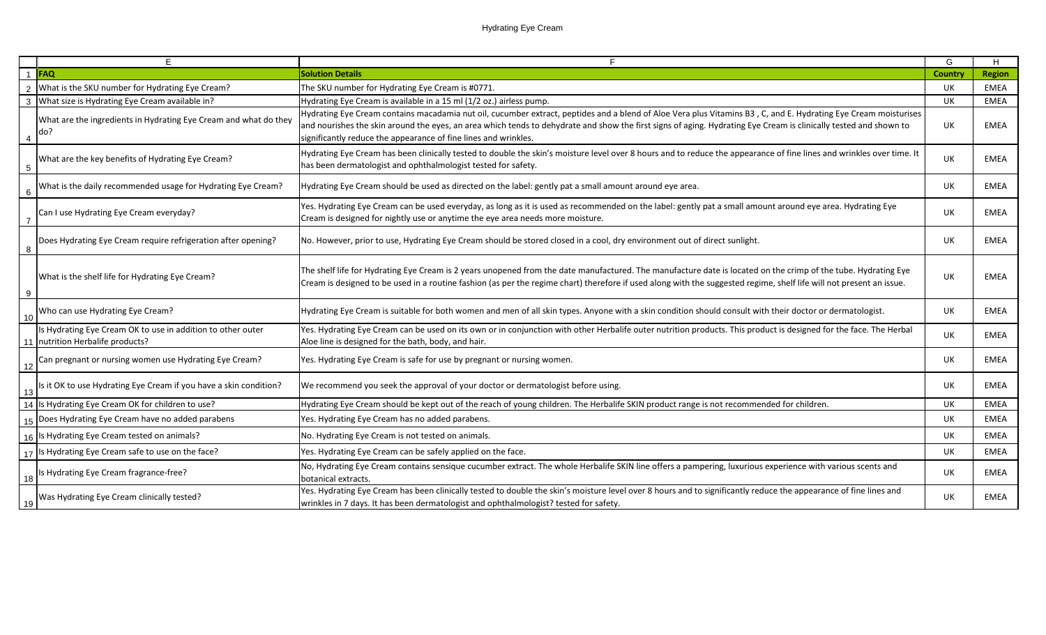# Hydrating Eye Cream

| | E | F | G | H |
|---|---|---|---|---|
| 1 | **FAQ** | **Solution Details** | **Country** | **Region** |
| 2 | What is the SKU number for Hydrating Eye Cream? | The SKU number for Hydrating Eye Cream is #0771. | UK | EMEA |
| 3 | What size is Hydrating Eye Cream available in? | Hydrating Eye Cream is available in a 15 ml (1/2 oz.) airless pump. | UK | EMEA |
| 4 | What are the ingredients in Hydrating Eye Cream and what do they do? | Hydrating Eye Cream contains macadamia nut oil, cucumber extract, peptides and a blend of Aloe Vera plus Vitamins B3 , C, and E. Hydrating Eye Cream moisturises and nourishes the skin around the eyes, an area which tends to dehydrate and show the first signs of aging. Hydrating Eye Cream is clinically tested and shown to significantly reduce the appearance of fine lines and wrinkles. | UK | EMEA |
| 5 | What are the key benefits of Hydrating Eye Cream? | Hydrating Eye Cream has been clinically tested to double the skin's moisture level over 8 hours and to reduce the appearance of fine lines and wrinkles over time. It has been dermatologist and ophthalmologist tested for safety. | UK | EMEA |
| 6 | What is the daily recommended usage for Hydrating Eye Cream? | Hydrating Eye Cream should be used as directed on the label: gently pat a small amount around eye area. | UK | EMEA |
| 7 | Can I use Hydrating Eye Cream everyday? | Yes. Hydrating Eye Cream can be used everyday, as long as it is used as recommended on the label: gently pat a small amount around eye area. Hydrating Eye Cream is designed for nightly use or anytime the eye area needs more moisture. | UK | EMEA |
| 8 | Does Hydrating Eye Cream require refrigeration after opening? | No. However, prior to use, Hydrating Eye Cream should be stored closed in a cool, dry environment out of direct sunlight. | UK | EMEA |
| 9 | What is the shelf life for Hydrating Eye Cream? | The shelf life for Hydrating Eye Cream is 2 years unopened from the date manufactured. The manufacture date is located on the crimp of the tube. Hydrating Eye Cream is designed to be used in a routine fashion (as per the regime chart) therefore if used along with the suggested regime, shelf life will not present an issue. | UK | EMEA |
| 10 | Who can use Hydrating Eye Cream? | Hydrating Eye Cream is suitable for both women and men of all skin types. Anyone with a skin condition should consult with their doctor or dermatologist. | UK | EMEA |
| 11 | Is Hydrating Eye Cream OK to use in addition to other outer nutrition Herbalife products? | Yes. Hydrating Eye Cream can be used on its own or in conjunction with other Herbalife outer nutrition products. This product is designed for the face. The Herbal Aloe line is designed for the bath, body, and hair. | UK | EMEA |
| 12 | Can pregnant or nursing women use Hydrating Eye Cream? | Yes. Hydrating Eye Cream is safe for use by pregnant or nursing women. | UK | EMEA |
| 13 | Is it OK to use Hydrating Eye Cream if you have a skin condition? | We recommend you seek the approval of your doctor or dermatologist before using. | UK | EMEA |
| 14 | Is Hydrating Eye Cream OK for children to use? | Hydrating Eye Cream should be kept out of the reach of young children. The Herbalife SKIN product range is not recommended for children. | UK | EMEA |
| 15 | Does Hydrating Eye Cream have no added parabens | Yes. Hydrating Eye Cream has no added parabens. | UK | EMEA |
| 16 | Is Hydrating Eye Cream tested on animals? | No. Hydrating Eye Cream is not tested on animals. | UK | EMEA |
| 17 | Is Hydrating Eye Cream safe to use on the face? | Yes. Hydrating Eye Cream can be safely applied on the face. | UK | EMEA |
| 18 | Is Hydrating Eye Cream fragrance-free? | No, Hydrating Eye Cream contains sensique cucumber extract. The whole Herbalife SKIN line offers a pampering, luxurious experience with various scents and botanical extracts. | UK | EMEA |
| 19 | Was Hydrating Eye Cream clinically tested? | Yes. Hydrating Eye Cream has been clinically tested to double the skin's moisture level over 8 hours and to significantly reduce the appearance of fine lines and wrinkles in 7 days. It has been dermatologist and ophthalmologist? tested for safety. | UK | EMEA |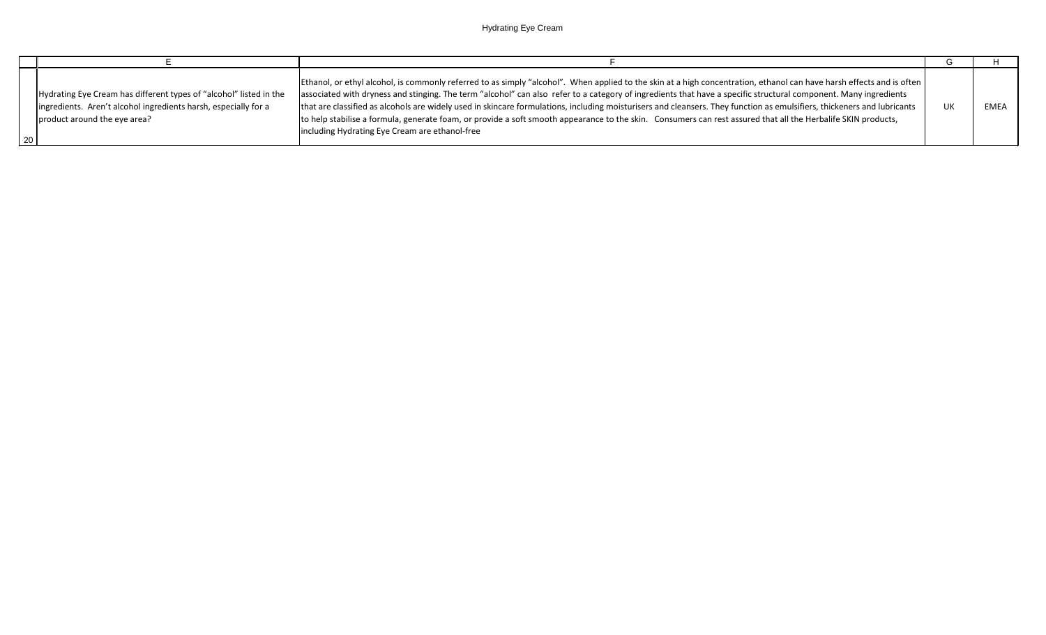| | E | F | G | H |
|---|---|---|---|---|
| 20 | Hydrating Eye Cream has different types of "alcohol" listed in the ingredients. Aren't alcohol ingredients harsh, especially for a product around the eye area? | Ethanol, or ethyl alcohol, is commonly referred to as simply "alcohol". When applied to the skin at a high concentration, ethanol can have harsh effects and is often associated with dryness and stinging. The term "alcohol" can also refer to a category of ingredients that have a specific structural component. Many ingredients that are classified as alcohols are widely used in skincare formulations, including moisturisers and cleansers. They function as emulsifiers, thickeners and lubricants to help stabilise a formula, generate foam, or provide a soft smooth appearance to the skin. Consumers can rest assured that all the Herbalife SKIN products, including Hydrating Eye Cream are ethanol-free | UK | EMEA |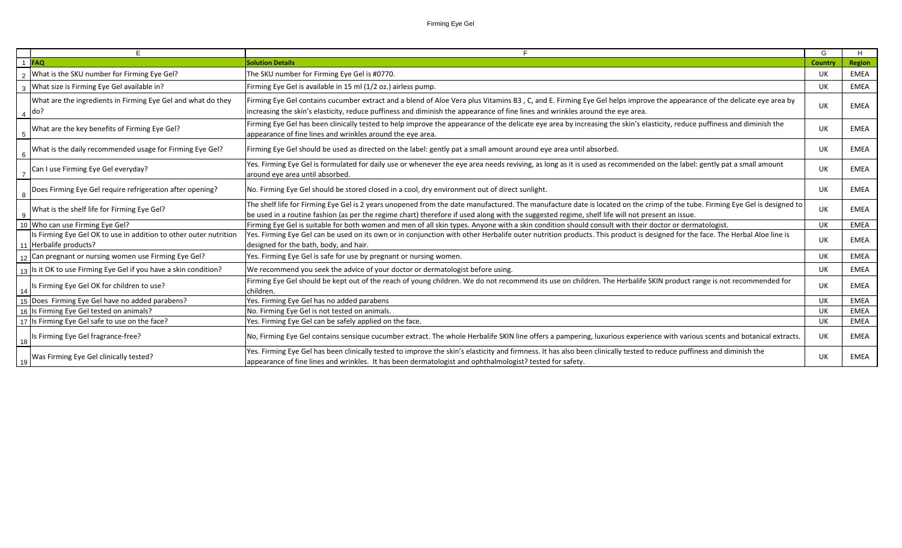| | E | F | G | H |
|---|---|---|---|---|
| 1 | FAQ | Solution Details | Country | Region |
| 2 | What is the SKU number for Firming Eye Gel? | The SKU number for Firming Eye Gel is #0770. | UK | EMEA |
| 3 | What size is Firming Eye Gel available in? | Firming Eye Gel is available in 15 ml (1/2 oz.) airless pump. | UK | EMEA |
| 4 | What are the ingredients in Firming Eye Gel and what do they do? | Firming Eye Gel contains cucumber extract and a blend of Aloe Vera plus Vitamins B3 , C, and E. Firming Eye Gel helps improve the appearance of the delicate eye area by increasing the skin's elasticity, reduce puffiness and diminish the appearance of fine lines and wrinkles around the eye area. | UK | EMEA |
| 5 | What are the key benefits of Firming Eye Gel? | Firming Eye Gel has been clinically tested to help improve the appearance of the delicate eye area by increasing the skin's elasticity, reduce puffiness and diminish the appearance of fine lines and wrinkles around the eye area. | UK | EMEA |
| 6 | What is the daily recommended usage for Firming Eye Gel? | Firming Eye Gel should be used as directed on the label: gently pat a small amount around eye area until absorbed. | UK | EMEA |
| 7 | Can I use Firming Eye Gel everyday? | Yes. Firming Eye Gel is formulated for daily use or whenever the eye area needs reviving, as long as it is used as recommended on the label: gently pat a small amount around eye area until absorbed. | UK | EMEA |
| 8 | Does Firming Eye Gel require refrigeration after opening? | No. Firming Eye Gel should be stored closed in a cool, dry environment out of direct sunlight. | UK | EMEA |
| 9 | What is the shelf life for Firming Eye Gel? | The shelf life for Firming Eye Gel is 2 years unopened from the date manufactured. The manufacture date is located on the crimp of the tube. Firming Eye Gel is designed to be used in a routine fashion (as per the regime chart) therefore if used along with the suggested regime, shelf life will not present an issue. | UK | EMEA |
| 10 | Who can use Firming Eye Gel? | Firming Eye Gel is suitable for both women and men of all skin types. Anyone with a skin condition should consult with their doctor or dermatologist. | UK | EMEA |
| 11 | Is Firming Eye Gel OK to use in addition to other outer nutrition Herbalife products? | Yes. Firming Eye Gel can be used on its own or in conjunction with other Herbalife outer nutrition products. This product is designed for the face. The Herbal Aloe line is designed for the bath, body, and hair. | UK | EMEA |
| 12 | Can pregnant or nursing women use Firming Eye Gel? | Yes. Firming Eye Gel is safe for use by pregnant or nursing women. | UK | EMEA |
| 13 | Is it OK to use Firming Eye Gel if you have a skin condition? | We recommend you seek the advice of your doctor or dermatologist before using. | UK | EMEA |
| 14 | Is Firming Eye Gel OK for children to use? | Firming Eye Gel should be kept out of the reach of young children. We do not recommend its use on children. The Herbalife SKIN product range is not recommended for children. | UK | EMEA |
| 15 | Does Firming Eye Gel have no added parabens? | Yes. Firming Eye Gel has no added parabens | UK | EMEA |
| 16 | Is Firming Eye Gel tested on animals? | No. Firming Eye Gel is not tested on animals. | UK | EMEA |
| 17 | Is Firming Eye Gel safe to use on the face? | Yes. Firming Eye Gel can be safely applied on the face. | UK | EMEA |
| 18 | Is Firming Eye Gel fragrance-free? | No, Firming Eye Gel contains sensique cucumber extract. The whole Herbalife SKIN line offers a pampering, luxurious experience with various scents and botanical extracts. | UK | EMEA |
| 19 | Was Firming Eye Gel clinically tested? | Yes. Firming Eye Gel has been clinically tested to improve the skin's elasticity and firmness. It has also been clinically tested to reduce puffiness and diminish the appearance of fine lines and wrinkles. It has been dermatologist and ophthalmologist? tested for safety. | UK | EMEA |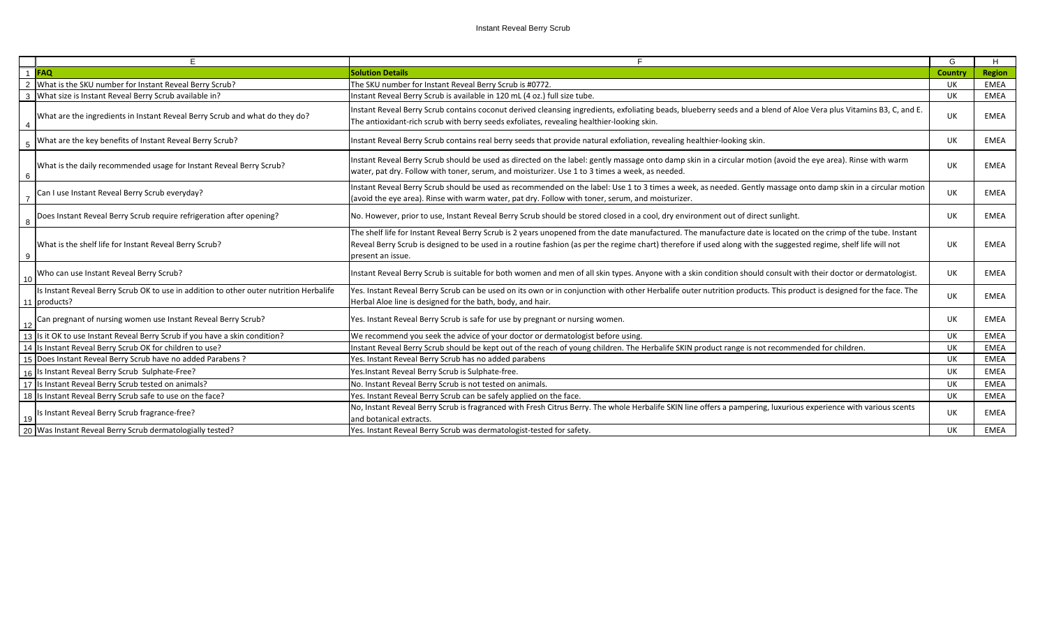# Instant Reveal Berry Scrub

| | E | F | G | H |
|---|---|---|---|---|
| 1 | **FAQ** | **Solution Details** | **Country** | **Region** |
| 2 | What is the SKU number for Instant Reveal Berry Scrub? | The SKU number for Instant Reveal Berry Scrub is #0772. | UK | EMEA |
| 3 | What size is Instant Reveal Berry Scrub available in? | Instant Reveal Berry Scrub is available in 120 mL (4 oz.) full size tube. | UK | EMEA |
| 4 | What are the ingredients in Instant Reveal Berry Scrub and what do they do? | Instant Reveal Berry Scrub contains coconut derived cleansing ingredients, exfoliating beads, blueberry seeds and a blend of Aloe Vera plus Vitamins B3, C, and E. The antioxidant-rich scrub with berry seeds exfoliates, revealing healthier-looking skin. | UK | EMEA |
| 5 | What are the key benefits of Instant Reveal Berry Scrub? | Instant Reveal Berry Scrub contains real berry seeds that provide natural exfoliation, revealing healthier-looking skin. | UK | EMEA |
| 6 | What is the daily recommended usage for Instant Reveal Berry Scrub? | Instant Reveal Berry Scrub should be used as directed on the label: gently massage onto damp skin in a circular motion (avoid the eye area). Rinse with warm water, pat dry. Follow with toner, serum, and moisturizer. Use 1 to 3 times a week, as needed. | UK | EMEA |
| 7 | Can I use Instant Reveal Berry Scrub everyday? | Instant Reveal Berry Scrub should be used as recommended on the label: Use 1 to 3 times a week, as needed. Gently massage onto damp skin in a circular motion (avoid the eye area). Rinse with warm water, pat dry. Follow with toner, serum, and moisturizer. | UK | EMEA |
| 8 | Does Instant Reveal Berry Scrub require refrigeration after opening? | No. However, prior to use, Instant Reveal Berry Scrub should be stored closed in a cool, dry environment out of direct sunlight. | UK | EMEA |
| 9 | What is the shelf life for Instant Reveal Berry Scrub? | The shelf life for Instant Reveal Berry Scrub is 2 years unopened from the date manufactured. The manufacture date is located on the crimp of the tube. Instant Reveal Berry Scrub is designed to be used in a routine fashion (as per the regime chart) therefore if used along with the suggested regime, shelf life will not present an issue. | UK | EMEA |
| 10 | Who can use Instant Reveal Berry Scrub? | Instant Reveal Berry Scrub is suitable for both women and men of all skin types. Anyone with a skin condition should consult with their doctor or dermatologist. | UK | EMEA |
| 11 | Is Instant Reveal Berry Scrub OK to use in addition to other outer nutrition Herbalife products? | Yes. Instant Reveal Berry Scrub can be used on its own or in conjunction with other Herbalife outer nutrition products. This product is designed for the face. The Herbal Aloe line is designed for the bath, body, and hair. | UK | EMEA |
| 12 | Can pregnant of nursing women use Instant Reveal Berry Scrub? | Yes. Instant Reveal Berry Scrub is safe for use by pregnant or nursing women. | UK | EMEA |
| 13 | Is it OK to use Instant Reveal Berry Scrub if you have a skin condition? | We recommend you seek the advice of your doctor or dermatologist before using. | UK | EMEA |
| 14 | Is Instant Reveal Berry Scrub OK for children to use? | Instant Reveal Berry Scrub should be kept out of the reach of young children. The Herbalife SKIN product range is not recommended for children. | UK | EMEA |
| 15 | Does Instant Reveal Berry Scrub have no added Parabens ? | Yes. Instant Reveal Berry Scrub has no added parabens | UK | EMEA |
| 16 | Is Instant Reveal Berry Scrub Sulphate-Free? | Yes.Instant Reveal Berry Scrub is Sulphate-free. | UK | EMEA |
| 17 | Is Instant Reveal Berry Scrub tested on animals? | No. Instant Reveal Berry Scrub is not tested on animals. | UK | EMEA |
| 18 | Is Instant Reveal Berry Scrub safe to use on the face? | Yes. Instant Reveal Berry Scrub can be safely applied on the face. | UK | EMEA |
| 19 | Is Instant Reveal Berry Scrub fragrance-free? | No, Instant Reveal Berry Scrub is fragranced with Fresh Citrus Berry. The whole Herbalife SKIN line offers a pampering, luxurious experience with various scents and botanical extracts. | UK | EMEA |
| 20 | Was Instant Reveal Berry Scrub dermatologially tested? | Yes. Instant Reveal Berry Scrub was dermatologist-tested for safety. | UK | EMEA |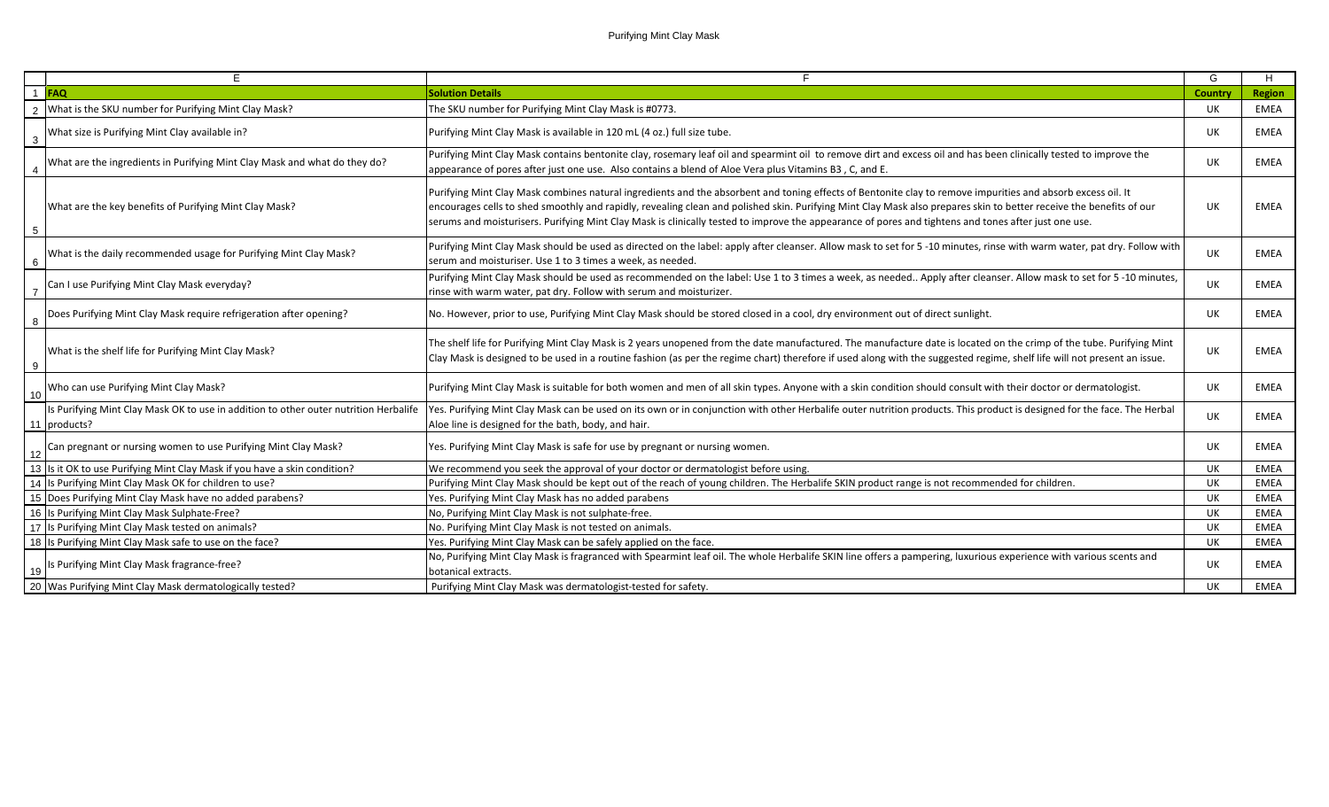Purifying Mint Clay Mask

| | E | F | G | H |
|---|---|---|---|---|
| 1 | FAQ | Solution Details | Country | Region |
| 2 | What is the SKU number for Purifying Mint Clay Mask? | The SKU number for Purifying Mint Clay Mask is #0773. | UK | EMEA |
| 3 | What size is Purifying Mint Clay available in? | Purifying Mint Clay Mask is available in 120 mL (4 oz.) full size tube. | UK | EMEA |
| 4 | What are the ingredients in Purifying Mint Clay Mask and what do they do? | Purifying Mint Clay Mask contains bentonite clay, rosemary leaf oil and spearmint oil to remove dirt and excess oil and has been clinically tested to improve the appearance of pores after just one use. Also contains a blend of Aloe Vera plus Vitamins B3 , C, and E. | UK | EMEA |
| 5 | What are the key benefits of Purifying Mint Clay Mask? | Purifying Mint Clay Mask combines natural ingredients and the absorbent and toning effects of Bentonite clay to remove impurities and absorb excess oil. It encourages cells to shed smoothly and rapidly, revealing clean and polished skin. Purifying Mint Clay Mask also prepares skin to better receive the benefits of our serums and moisturisers. Purifying Mint Clay Mask is clinically tested to improve the appearance of pores and tightens and tones after just one use. | UK | EMEA |
| 6 | What is the daily recommended usage for Purifying Mint Clay Mask? | Purifying Mint Clay Mask should be used as directed on the label: apply after cleanser. Allow mask to set for 5 -10 minutes, rinse with warm water, pat dry. Follow with serum and moisturiser. Use 1 to 3 times a week, as needed. | UK | EMEA |
| 7 | Can I use Purifying Mint Clay Mask everyday? | Purifying Mint Clay Mask should be used as recommended on the label: Use 1 to 3 times a week, as needed.. Apply after cleanser. Allow mask to set for 5 -10 minutes, rinse with warm water, pat dry. Follow with serum and moisturizer. | UK | EMEA |
| 8 | Does Purifying Mint Clay Mask require refrigeration after opening? | No. However, prior to use, Purifying Mint Clay Mask should be stored closed in a cool, dry environment out of direct sunlight. | UK | EMEA |
| 9 | What is the shelf life for Purifying Mint Clay Mask? | The shelf life for Purifying Mint Clay Mask is 2 years unopened from the date manufactured. The manufacture date is located on the crimp of the tube. Purifying Mint Clay Mask is designed to be used in a routine fashion (as per the regime chart) therefore if used along with the suggested regime, shelf life will not present an issue. | UK | EMEA |
| 10 | Who can use Purifying Mint Clay Mask? | Purifying Mint Clay Mask is suitable for both women and men of all skin types. Anyone with a skin condition should consult with their doctor or dermatologist. | UK | EMEA |
| 11 | Is Purifying Mint Clay Mask OK to use in addition to other outer nutrition Herbalife products? | Yes. Purifying Mint Clay Mask can be used on its own or in conjunction with other Herbalife outer nutrition products. This product is designed for the face. The Herbal Aloe line is designed for the bath, body, and hair. | UK | EMEA |
| 12 | Can pregnant or nursing women to use Purifying Mint Clay Mask? | Yes. Purifying Mint Clay Mask is safe for use by pregnant or nursing women. | UK | EMEA |
| 13 | Is it OK to use Purifying Mint Clay Mask if you have a skin condition? | We recommend you seek the approval of your doctor or dermatologist before using. | UK | EMEA |
| 14 | Is Purifying Mint Clay Mask OK for children to use? | Purifying Mint Clay Mask should be kept out of the reach of young children. The Herbalife SKIN product range is not recommended for children. | UK | EMEA |
| 15 | Does Purifying Mint Clay Mask have no added parabens? | Yes. Purifying Mint Clay Mask has no added parabens | UK | EMEA |
| 16 | Is Purifying Mint Clay Mask Sulphate-Free? | No, Purifying Mint Clay Mask is not sulphate-free. | UK | EMEA |
| 17 | Is Purifying Mint Clay Mask tested on animals? | No. Purifying Mint Clay Mask is not tested on animals. | UK | EMEA |
| 18 | Is Purifying Mint Clay Mask safe to use on the face? | Yes. Purifying Mint Clay Mask can be safely applied on the face. | UK | EMEA |
| 19 | Is Purifying Mint Clay Mask fragrance-free? | No, Purifying Mint Clay Mask is fragranced with Spearmint leaf oil. The whole Herbalife SKIN line offers a pampering, luxurious experience with various scents and botanical extracts. | UK | EMEA |
| 20 | Was Purifying Mint Clay Mask dermatologically tested? | Purifying Mint Clay Mask was dermatologist-tested for safety. | UK | EMEA |